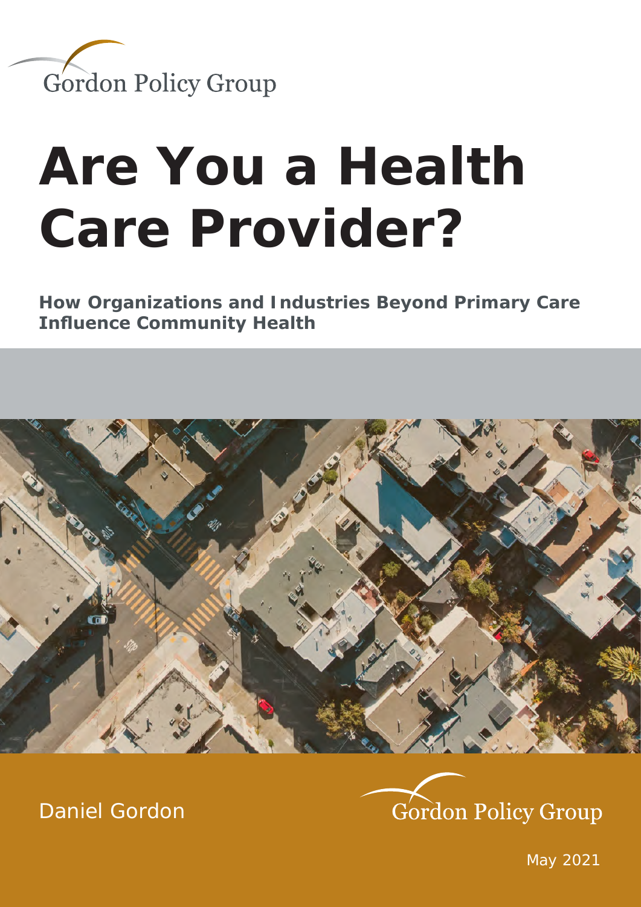Gordon Policy Group

# Are You a Health Care Provider?

**How Organizations and Industries Beyond Primary Care Influence Community Health**

Daniel Gordon

Gordon Policy Group

May 2021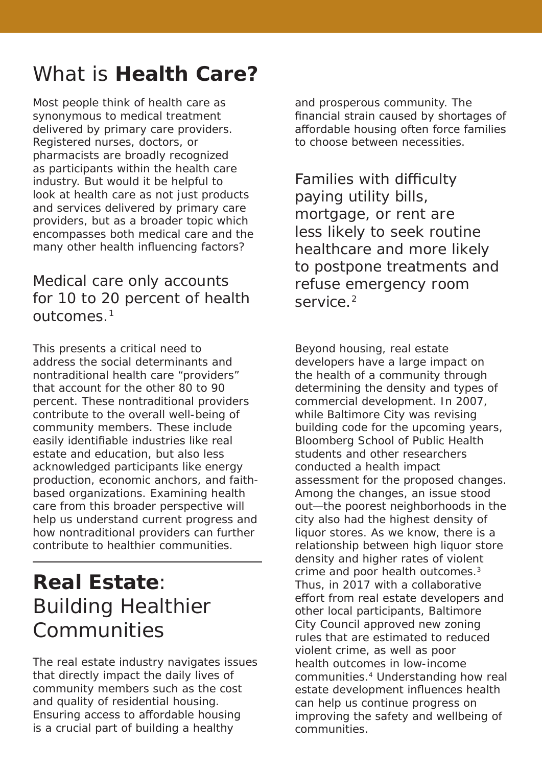# What is **Health Care?**

Most people think of health care as synonymous to medical treatment delivered by primary care providers. Registered nurses, doctors, or pharmacists are broadly recognized as participants within the health care industry. But would it be helpful to look at health care as not just products and services delivered by primary care providers, but as a broader topic which encompasses both medical care and the many other health influencing factors?

Medical care only accounts for 10 to 20 percent of health outcomes.[1]

This presents a critical need to address the social determinants and nontraditional health care "providers" that account for the other 80 to 90 percent. These nontraditional providers contribute to the overall well-being of community members. These include easily identifiable industries like real estate and education, but also less acknowledged participants like energy production, economic anchors, and faith-based organizations. Examining health care from this broader perspective will help us understand current progress and how nontraditional providers can further contribute to healthier communities.

## **Real Estate**: Building Healthier Communities

The real estate industry navigates issues that directly impact the daily lives of community members such as the cost and quality of residential housing. Ensuring access to affordable housing is a crucial part of building a healthy and prosperous community. The financial strain caused by shortages of affordable housing often force families to choose between necessities.

Families with difficulty paying utility bills, mortgage, or rent are less likely to seek routine healthcare and more likely to postpone treatments and refuse emergency room service.[2]

Beyond housing, real estate developers have a large impact on the health of a community through determining the density and types of commercial development. In 2007, while Baltimore City was revising building code for the upcoming years, Bloomberg School of Public Health students and other researchers conducted a health impact assessment for the proposed changes. Among the changes, an issue stood out—the poorest neighborhoods in the city also had the highest density of liquor stores. As we know, there is a relationship between high liquor store density and higher rates of violent crime and poor health outcomes.[3] Thus, in 2017 with a collaborative effort from real estate developers and other local participants, Baltimore City Council approved new zoning rules that are estimated to reduced violent crime, as well as poor health outcomes in low-income communities.[4] Understanding how real estate development influences health can help us continue progress on improving the safety and wellbeing of communities.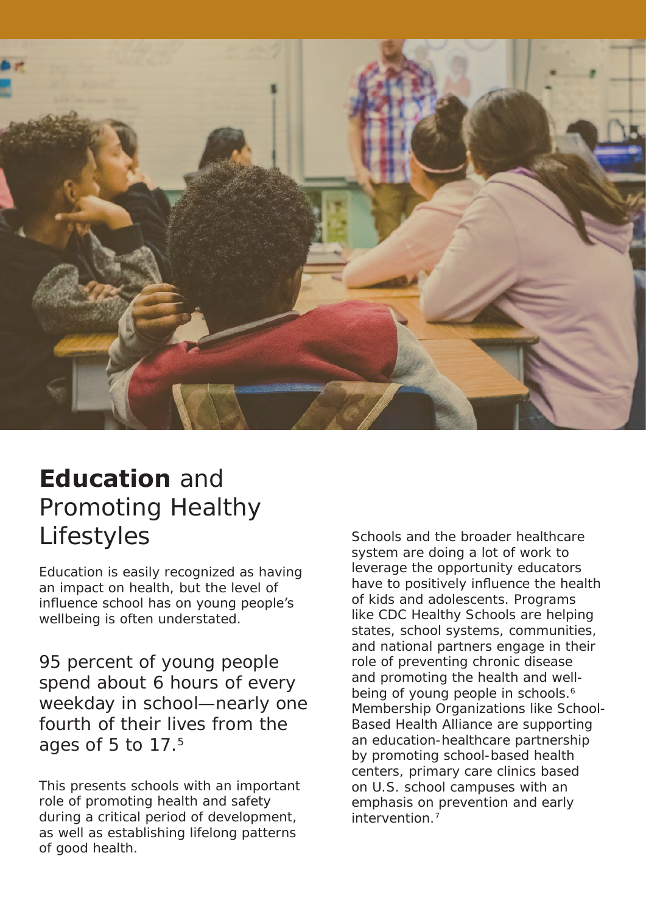# **Education** and Promoting Healthy Lifestyles

Education is easily recognized as having an impact on health, but the level of influence school has on young people's wellbeing is often understated.

95 percent of young people spend about 6 hours of every weekday in school—nearly one fourth of their lives from the ages of 5 to 17.[5]

This presents schools with an important role of promoting health and safety during a critical period of development, as well as establishing lifelong patterns of good health.

Schools and the broader healthcare system are doing a lot of work to leverage the opportunity educators have to positively influence the health of kids and adolescents. Programs like CDC Healthy Schools are helping states, school systems, communities, and national partners engage in their role of preventing chronic disease and promoting the health and well-being of young people in schools.[6] Membership Organizations like School-Based Health Alliance are supporting an education-healthcare partnership by promoting school-based health centers, primary care clinics based on U.S. school campuses with an emphasis on prevention and early intervention.[7]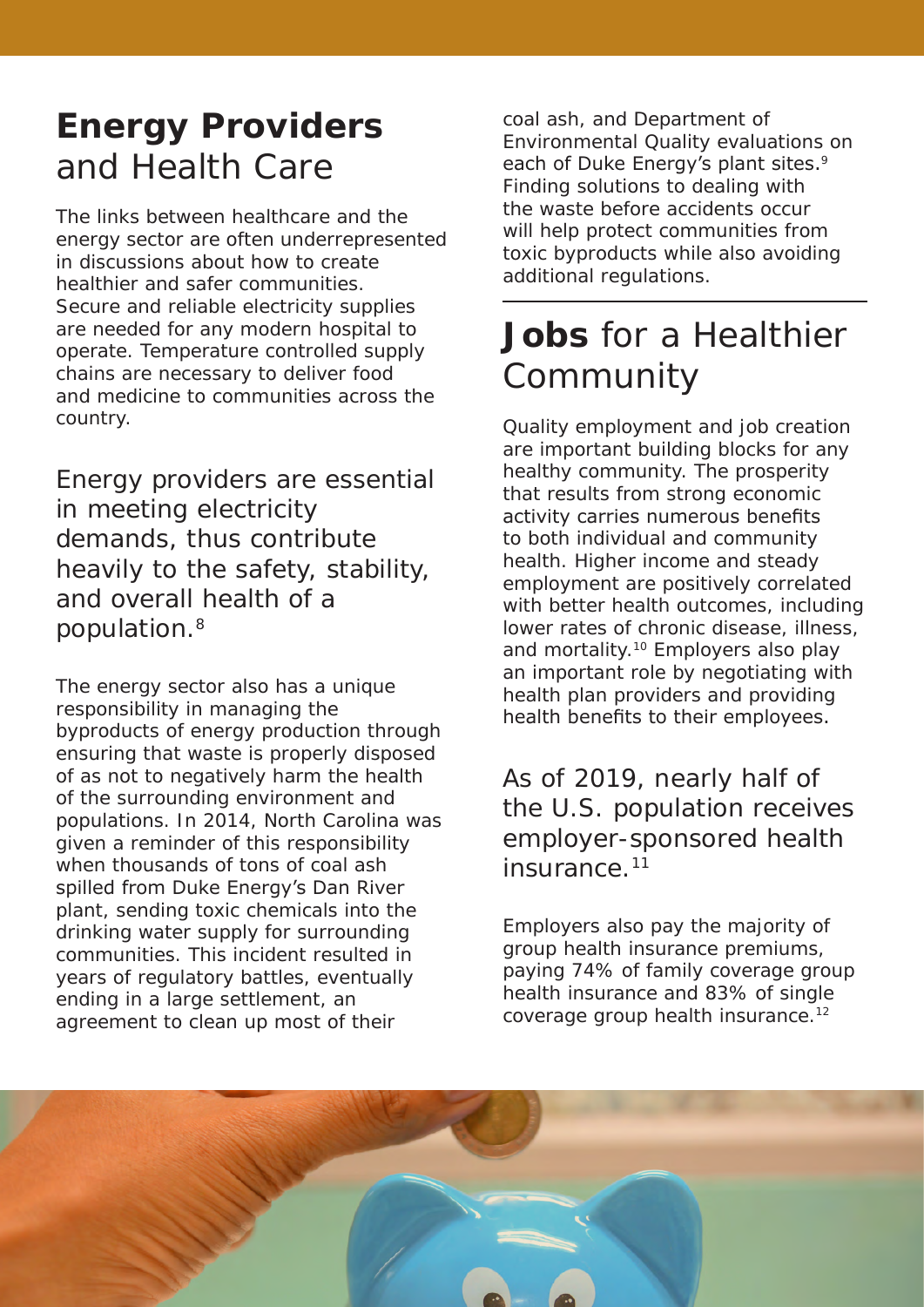## **Energy Providers** and Health Care

The links between healthcare and the energy sector are often underrepresented in discussions about how to create healthier and safer communities. Secure and reliable electricity supplies are needed for any modern hospital to operate. Temperature controlled supply chains are necessary to deliver food and medicine to communities across the country.

Energy providers are essential in meeting electricity demands, thus contribute heavily to the safety, stability, and overall health of a population.[8]

The energy sector also has a unique responsibility in managing the byproducts of energy production through ensuring that waste is properly disposed of as not to negatively harm the health of the surrounding environment and populations. In 2014, North Carolina was given a reminder of this responsibility when thousands of tons of coal ash spilled from Duke Energy's Dan River plant, sending toxic chemicals into the drinking water supply for surrounding communities. This incident resulted in years of regulatory battles, eventually ending in a large settlement, an agreement to clean up most of their coal ash, and Department of Environmental Quality evaluations on each of Duke Energy's plant sites.[9] Finding solutions to dealing with the waste before accidents occur will help protect communities from toxic byproducts while also avoiding additional regulations.

## **Jobs** for a Healthier Community

Quality employment and job creation are important building blocks for any healthy community. The prosperity that results from strong economic activity carries numerous benefits to both individual and community health. Higher income and steady employment are positively correlated with better health outcomes, including lower rates of chronic disease, illness, and mortality.[10] Employers also play an important role by negotiating with health plan providers and providing health benefits to their employees.

As of 2019, nearly half of the U.S. population receives employer-sponsored health insurance.[11]

Employers also pay the majority of group health insurance premiums, paying 74% of family coverage group health insurance and 83% of single coverage group health insurance.[12]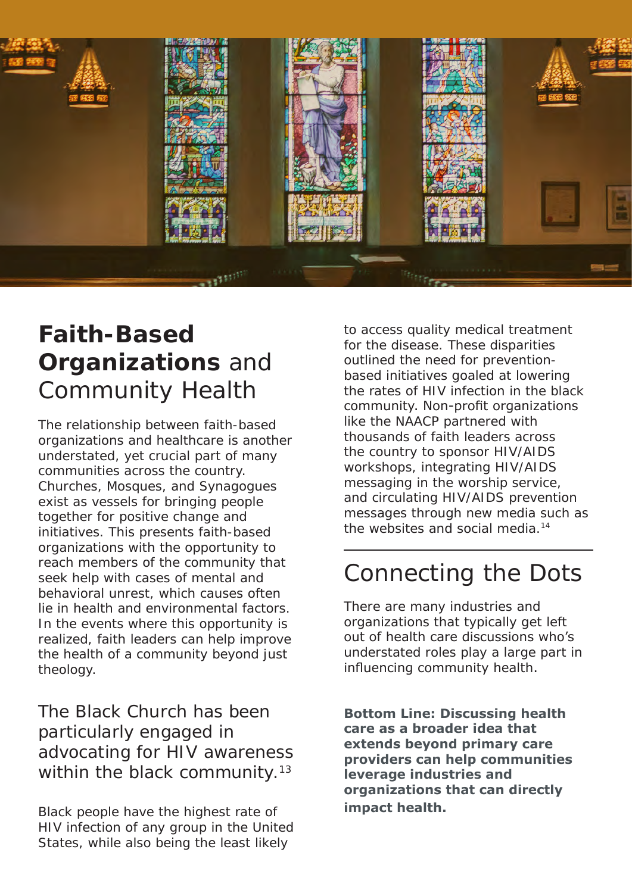# **Faith-Based Organizations** and Community Health

The relationship between faith-based organizations and healthcare is another understated, yet crucial part of many communities across the country. Churches, Mosques, and Synagogues exist as vessels for bringing people together for positive change and initiatives. This presents faith-based organizations with the opportunity to reach members of the community that seek help with cases of mental and behavioral unrest, which causes often lie in health and environmental factors. In the events where this opportunity is realized, faith leaders can help improve the health of a community beyond just theology.

The Black Church has been particularly engaged in advocating for HIV awareness within the black community.[13]

Black people have the highest rate of HIV infection of any group in the United States, while also being the least likely to access quality medical treatment for the disease. These disparities outlined the need for prevention-based initiatives goaled at lowering the rates of HIV infection in the black community. Non-profit organizations like the NAACP partnered with thousands of faith leaders across the country to sponsor HIV/AIDS workshops, integrating HIV/AIDS messaging in the worship service, and circulating HIV/AIDS prevention messages through new media such as the websites and social media.[14]

## Connecting the Dots

There are many industries and organizations that typically get left out of health care discussions who's understated roles play a large part in influencing community health.

**Bottom Line: Discussing health care as a broader idea that extends beyond primary care providers can help communities leverage industries and organizations that can directly impact health.**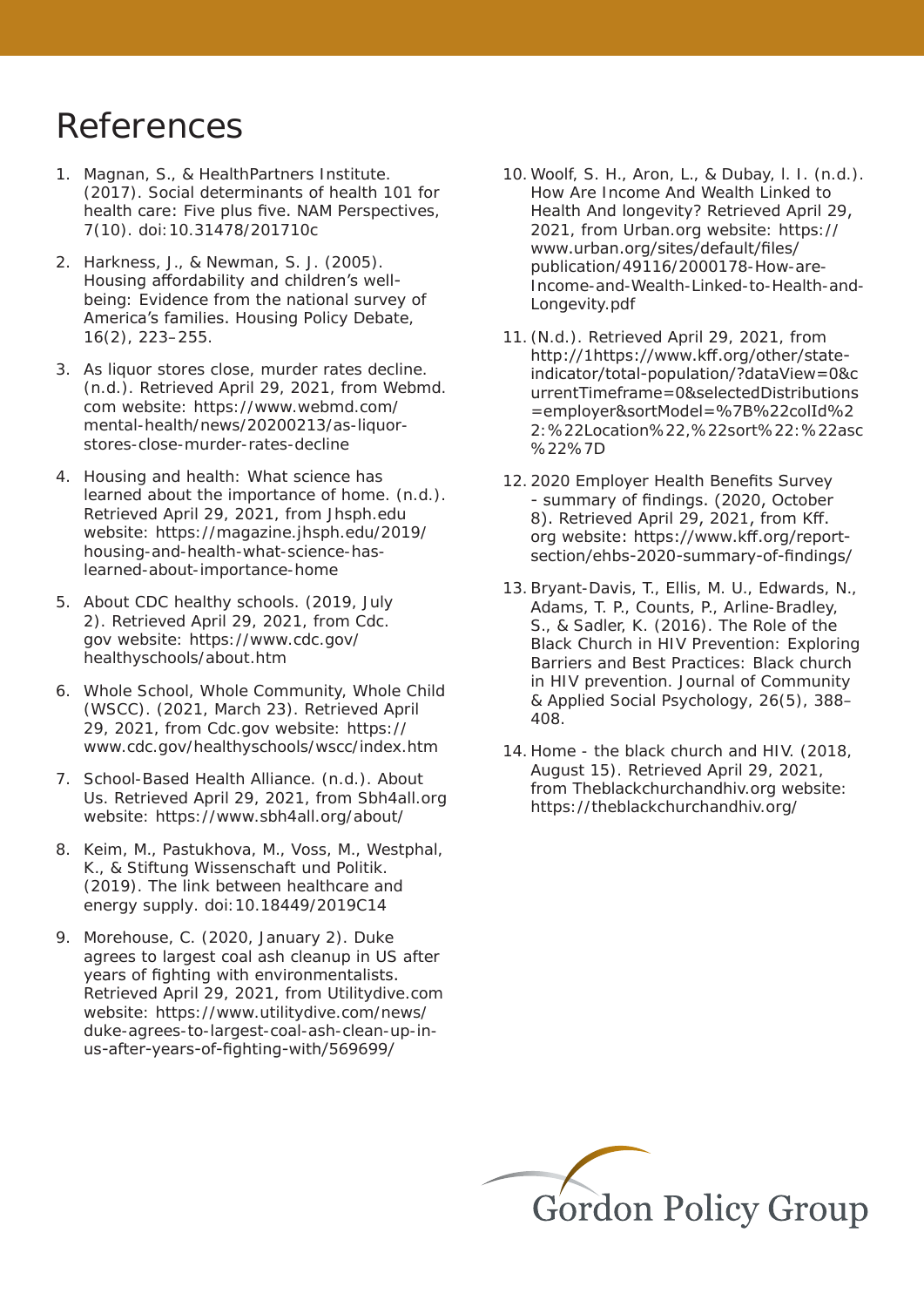# References

1. Magnan, S., & HealthPartners Institute. (2017). Social determinants of health 101 for health care: Five plus five. NAM Perspectives, 7(10). doi:10.31478/201710c
2. Harkness, J., & Newman, S. J. (2005). Housing affordability and children's well-being: Evidence from the national survey of America's families. Housing Policy Debate, 16(2), 223–255.
3. As liquor stores close, murder rates decline. (n.d.). Retrieved April 29, 2021, from Webmd.com website: https://www.webmd.com/mental-health/news/20200213/as-liquor-stores-close-murder-rates-decline
4. Housing and health: What science has learned about the importance of home. (n.d.). Retrieved April 29, 2021, from Jhsph.edu website: https://magazine.jhsph.edu/2019/housing-and-health-what-science-has-learned-about-importance-home
5. About CDC healthy schools. (2019, July 2). Retrieved April 29, 2021, from Cdc.gov website: https://www.cdc.gov/healthyschools/about.htm
6. Whole School, Whole Community, Whole Child (WSCC). (2021, March 23). Retrieved April 29, 2021, from Cdc.gov website: https://www.cdc.gov/healthyschools/wscc/index.htm
7. School-Based Health Alliance. (n.d.). About Us. Retrieved April 29, 2021, from Sbh4all.org website: https://www.sbh4all.org/about/
8. Keim, M., Pastukhova, M., Voss, M., Westphal, K., & Stiftung Wissenschaft und Politik. (2019). The link between healthcare and energy supply. doi:10.18449/2019C14
9. Morehouse, C. (2020, January 2). Duke agrees to largest coal ash cleanup in US after years of fighting with environmentalists. Retrieved April 29, 2021, from Utilitydive.com website: https://www.utilitydive.com/news/duke-agrees-to-largest-coal-ash-clean-up-in-us-after-years-of-fighting-with/569699/
10. Woolf, S. H., Aron, L., & Dubay, l. I. (n.d.). How Are Income And Wealth Linked to Health And longevity? Retrieved April 29, 2021, from Urban.org website: https://www.urban.org/sites/default/files/publication/49116/2000178-How-are-Income-and-Wealth-Linked-to-Health-and-Longevity.pdf
11. (N.d.). Retrieved April 29, 2021, from http://1https://www.kff.org/other/state-indicator/total-population/?dataView=0&currentTimeframe=0&selectedDistributions=employer&sortModel=%7B%22colId%22:%22Location%22,%22sort%22:%22asc%22%7D
12. 2020 Employer Health Benefits Survey - summary of findings. (2020, October 8). Retrieved April 29, 2021, from Kff.org website: https://www.kff.org/report-section/ehbs-2020-summary-of-findings/
13. Bryant-Davis, T., Ellis, M. U., Edwards, N., Adams, T. P., Counts, P., Arline-Bradley, S., & Sadler, K. (2016). The Role of the Black Church in HIV Prevention: Exploring Barriers and Best Practices: Black church in HIV prevention. Journal of Community & Applied Social Psychology, 26(5), 388–408.
14. Home - the black church and HIV. (2018, August 15). Retrieved April 29, 2021, from Theblackchurchandhiv.org website: https://theblackchurchandhiv.org/

Gordon Policy Group